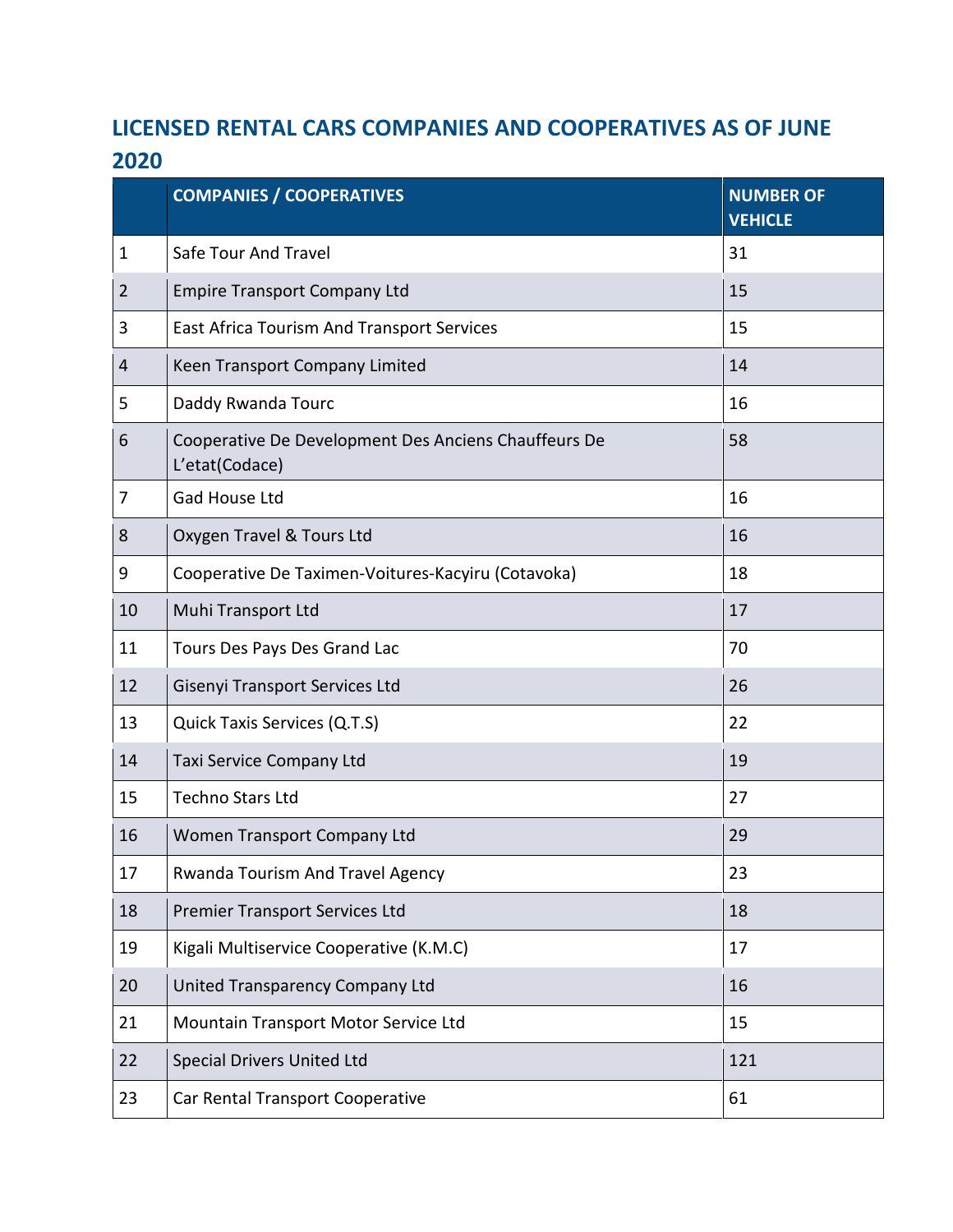## LICENSED RENTAL CARS COMPANIES AND COOPERATIVES AS OF JUNE 2020

| | COMPANIES / COOPERATIVES | NUMBER OF VEHICLE |
|---|---|---|
| 1 | Safe Tour And Travel | 31 |
| 2 | Empire Transport Company Ltd | 15 |
| 3 | East Africa Tourism And Transport Services | 15 |
| 4 | Keen Transport Company Limited | 14 |
| 5 | Daddy Rwanda Tourc | 16 |
| 6 | Cooperative De Development Des Anciens Chauffeurs De L'etat(Codace) | 58 |
| 7 | Gad House Ltd | 16 |
| 8 | Oxygen Travel & Tours Ltd | 16 |
| 9 | Cooperative De Taximen-Voitures-Kacyiru (Cotavoka) | 18 |
| 10 | Muhi Transport Ltd | 17 |
| 11 | Tours Des Pays Des Grand Lac | 70 |
| 12 | Gisenyi Transport Services Ltd | 26 |
| 13 | Quick Taxis Services (Q.T.S) | 22 |
| 14 | Taxi Service Company Ltd | 19 |
| 15 | Techno Stars Ltd | 27 |
| 16 | Women Transport Company Ltd | 29 |
| 17 | Rwanda Tourism And Travel Agency | 23 |
| 18 | Premier Transport Services Ltd | 18 |
| 19 | Kigali Multiservice Cooperative (K.M.C) | 17 |
| 20 | United Transparency Company Ltd | 16 |
| 21 | Mountain Transport Motor Service Ltd | 15 |
| 22 | Special Drivers United Ltd | 121 |
| 23 | Car Rental Transport Cooperative | 61 |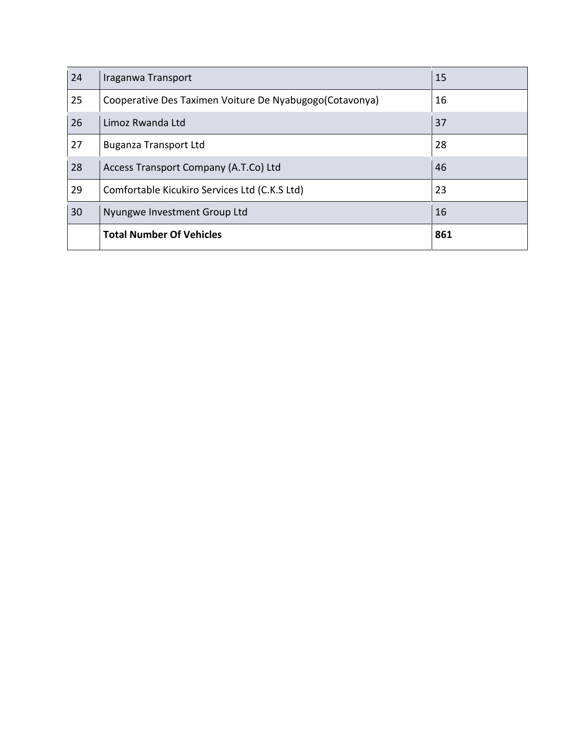| | | |
|---|---|---|
| 24 | Iraganwa Transport | 15 |
| 25 | Cooperative Des Taximen Voiture De Nyabugogo(Cotavonya) | 16 |
| 26 | Limoz Rwanda Ltd | 37 |
| 27 | Buganza Transport Ltd | 28 |
| 28 | Access Transport Company (A.T.Co) Ltd | 46 |
| 29 | Comfortable Kicukiro Services Ltd (C.K.S Ltd) | 23 |
| 30 | Nyungwe Investment Group Ltd | 16 |
| | **Total Number Of Vehicles** | **861** |